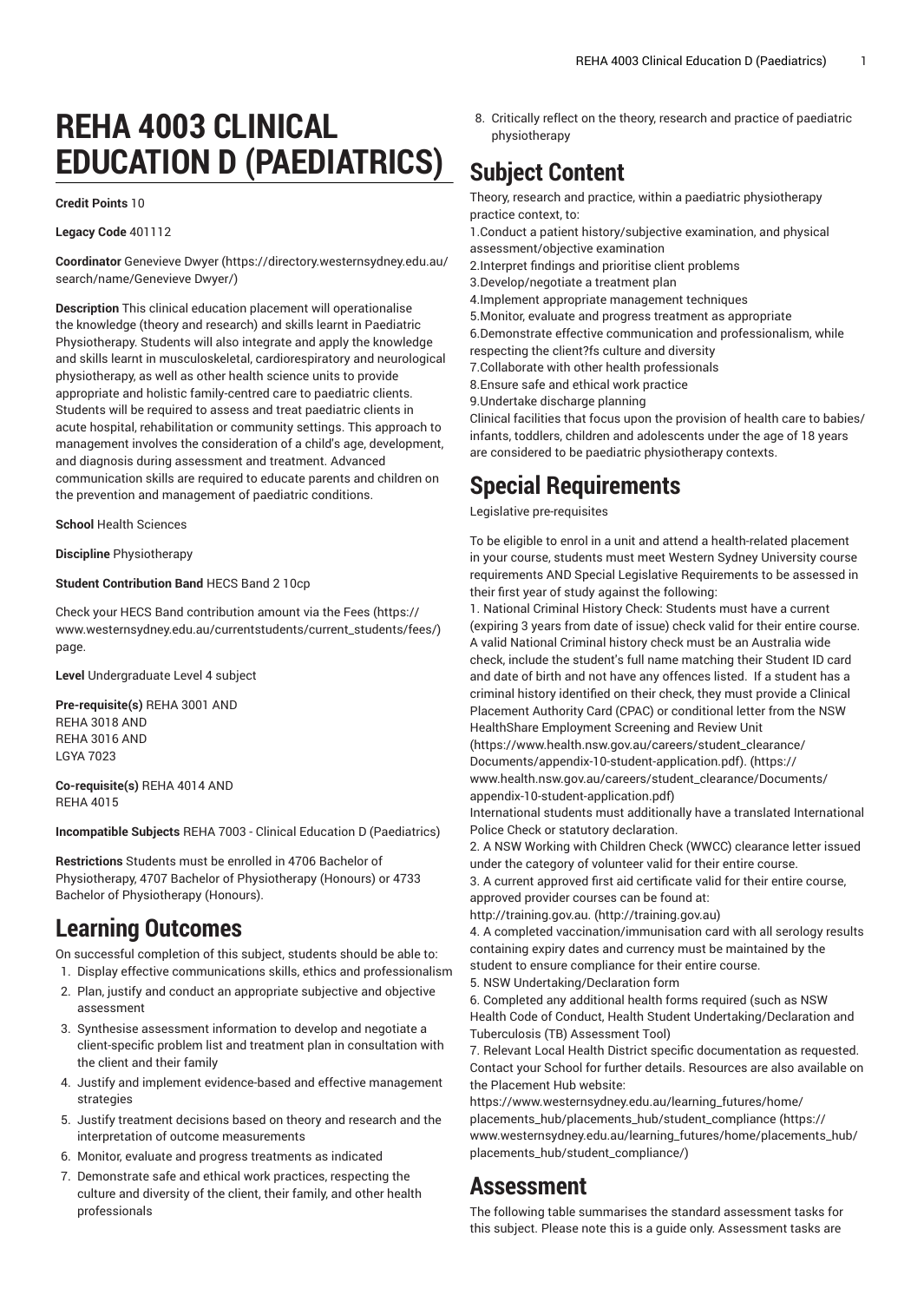# REHA 4003 CLINICAL EDUCATION D (PAEDIATRICS)

**Credit Points** 10

**Legacy Code** 401112

**Coordinator** Genevieve Dwyer (https://directory.westernsydney.edu.au/search/name/Genevieve Dwyer/)

**Description** This clinical education placement will operationalise the knowledge (theory and research) and skills learnt in Paediatric Physiotherapy. Students will also integrate and apply the knowledge and skills learnt in musculoskeletal, cardiorespiratory and neurological physiotherapy, as well as other health science units to provide appropriate and holistic family-centred care to paediatric clients. Students will be required to assess and treat paediatric clients in acute hospital, rehabilitation or community settings. This approach to management involves the consideration of a child's age, development, and diagnosis during assessment and treatment. Advanced communication skills are required to educate parents and children on the prevention and management of paediatric conditions.

**School** Health Sciences

**Discipline** Physiotherapy

**Student Contribution Band** HECS Band 2 10cp

Check your HECS Band contribution amount via the Fees (https://www.westernsydney.edu.au/currentstudents/current_students/fees/) page.

**Level** Undergraduate Level 4 subject

**Pre-requisite(s)** REHA 3001 AND
REHA 3018 AND
REHA 3016 AND
LGYA 7023

**Co-requisite(s)** REHA 4014 AND
REHA 4015

**Incompatible Subjects** REHA 7003 - Clinical Education D (Paediatrics)

**Restrictions** Students must be enrolled in 4706 Bachelor of Physiotherapy, 4707 Bachelor of Physiotherapy (Honours) or 4733 Bachelor of Physiotherapy (Honours).

## Learning Outcomes

On successful completion of this subject, students should be able to:

1. Display effective communications skills, ethics and professionalism
2. Plan, justify and conduct an appropriate subjective and objective assessment
3. Synthesise assessment information to develop and negotiate a client-specific problem list and treatment plan in consultation with the client and their family
4. Justify and implement evidence-based and effective management strategies
5. Justify treatment decisions based on theory and research and the interpretation of outcome measurements
6. Monitor, evaluate and progress treatments as indicated
7. Demonstrate safe and ethical work practices, respecting the culture and diversity of the client, their family, and other health professionals
8. Critically reflect on the theory, research and practice of paediatric physiotherapy

## Subject Content

Theory, research and practice, within a paediatric physiotherapy practice context, to:
1.Conduct a patient history/subjective examination, and physical assessment/objective examination
2.Interpret findings and prioritise client problems
3.Develop/negotiate a treatment plan
4.Implement appropriate management techniques
5.Monitor, evaluate and progress treatment as appropriate
6.Demonstrate effective communication and professionalism, while respecting the client?fs culture and diversity
7.Collaborate with other health professionals
8.Ensure safe and ethical work practice
9.Undertake discharge planning
Clinical facilities that focus upon the provision of health care to babies/infants, toddlers, children and adolescents under the age of 18 years are considered to be paediatric physiotherapy contexts.

## Special Requirements

Legislative pre-requisites

To be eligible to enrol in a unit and attend a health-related placement in your course, students must meet Western Sydney University course requirements AND Special Legislative Requirements to be assessed in their first year of study against the following:
1. National Criminal History Check: Students must have a current (expiring 3 years from date of issue) check valid for their entire course. A valid National Criminal history check must be an Australia wide check, include the student's full name matching their Student ID card and date of birth and not have any offences listed. If a student has a criminal history identified on their check, they must provide a Clinical Placement Authority Card (CPAC) or conditional letter from the NSW HealthShare Employment Screening and Review Unit (https://www.health.nsw.gov.au/careers/student_clearance/Documents/appendix-10-student-application.pdf). (https://www.health.nsw.gov.au/careers/student_clearance/Documents/appendix-10-student-application.pdf)
International students must additionally have a translated International Police Check or statutory declaration.
2. A NSW Working with Children Check (WWCC) clearance letter issued under the category of volunteer valid for their entire course.
3. A current approved first aid certificate valid for their entire course, approved provider courses can be found at:
http://training.gov.au. (http://training.gov.au)
4. A completed vaccination/immunisation card with all serology results containing expiry dates and currency must be maintained by the student to ensure compliance for their entire course.
5. NSW Undertaking/Declaration form
6. Completed any additional health forms required (such as NSW Health Code of Conduct, Health Student Undertaking/Declaration and Tuberculosis (TB) Assessment Tool)
7. Relevant Local Health District specific documentation as requested. Contact your School for further details. Resources are also available on the Placement Hub website:
https://www.westernsydney.edu.au/learning_futures/home/placements_hub/placements_hub/student_compliance (https://www.westernsydney.edu.au/learning_futures/home/placements_hub/placements_hub/student_compliance/)

## Assessment

The following table summarises the standard assessment tasks for this subject. Please note this is a guide only. Assessment tasks are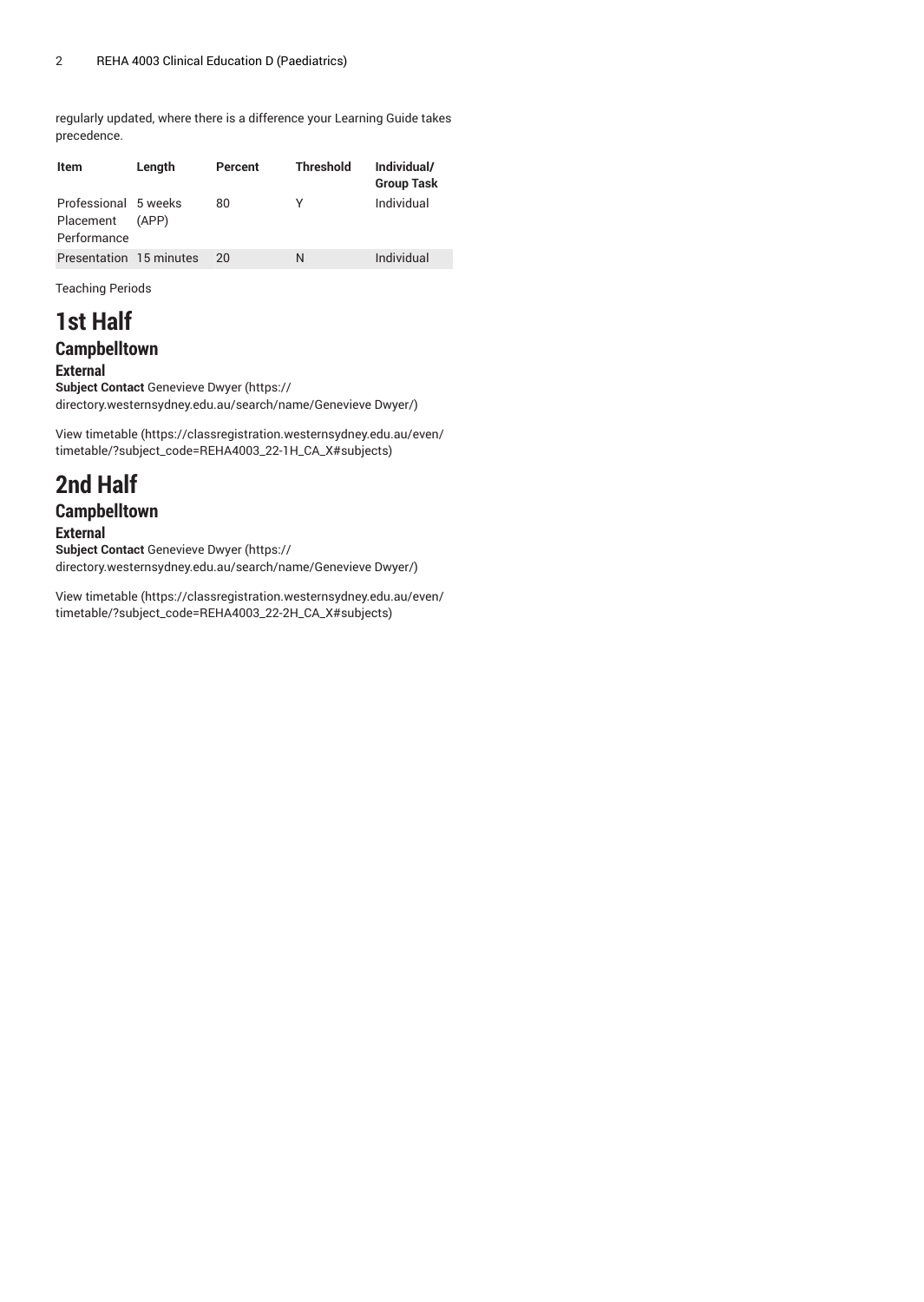regularly updated, where there is a difference your Learning Guide takes precedence.

| Item | Length | Percent | Threshold | Individual/ Group Task |
|---|---|---|---|---|
| Professional Placement Performance | 5 weeks (APP) | 80 | Y | Individual |
| Presentation | 15 minutes | 20 | N | Individual |

Teaching Periods

# 1st Half

## Campbelltown

### External

**Subject Contact** Genevieve Dwyer (https://directory.westernsydney.edu.au/search/name/Genevieve Dwyer/)

View timetable (https://classregistration.westernsydney.edu.au/even/timetable/?subject_code=REHA4003_22-1H_CA_X#subjects)

# 2nd Half

## Campbelltown

### External

**Subject Contact** Genevieve Dwyer (https://directory.westernsydney.edu.au/search/name/Genevieve Dwyer/)

View timetable (https://classregistration.westernsydney.edu.au/even/timetable/?subject_code=REHA4003_22-2H_CA_X#subjects)